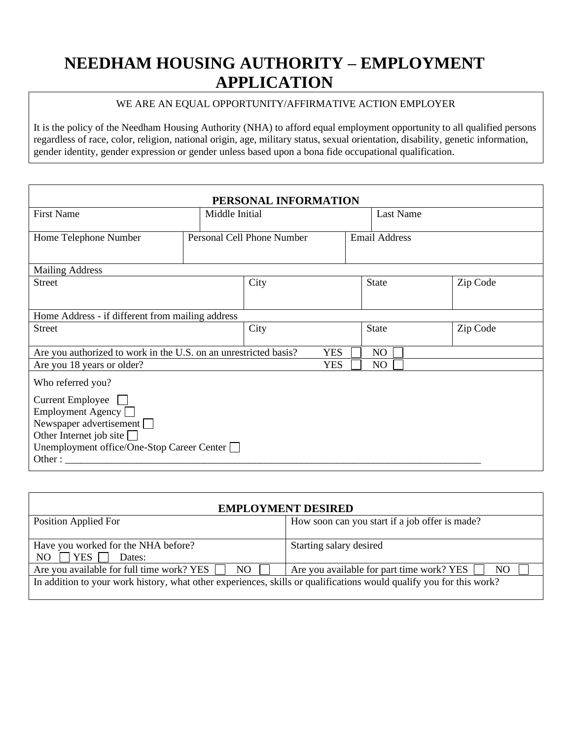# NEEDHAM HOUSING AUTHORITY – EMPLOYMENT APPLICATION

WE ARE AN EQUAL OPPORTUNITY/AFFIRMATIVE ACTION EMPLOYER

It is the policy of the Needham Housing Authority (NHA) to afford equal employment opportunity to all qualified persons regardless of race, color, religion, national origin, age, military status, sexual orientation, disability, genetic information, gender identity, gender expression or gender unless based upon a bona fide occupational qualification.

## PERSONAL INFORMATION

| | | |
|---|---|---|
| First Name | Middle Initial | Last Name |
| Home Telephone Number | Personal Cell Phone Number | Email Address |

**Mailing Address**

| | | | |
|---|---|---|---|
| Street | City | State | Zip Code |

**Home Address - if different from mailing address**

| | | | |
|---|---|---|---|
| Street | City | State | Zip Code |

Are you authorized to work in the U.S. on an unrestricted basis? YES ☐ NO ☐

Are you 18 years or older? YES ☐ NO ☐

Who referred you?

Current Employee ☐
Employment Agency ☐
Newspaper advertisement ☐
Other Internet job site ☐
Unemployment office/One-Stop Career Center ☐
Other : ___________________________________________________________________________________

## EMPLOYMENT DESIRED

| | |
|---|---|
| Position Applied For | How soon can you start if a job offer is made? |
| Have you worked for the NHA before? NO ☐ YES ☐ Dates: | Starting salary desired |
| Are you available for full time work? YES ☐ NO ☐ | Are you available for part time work? YES ☐ NO ☐ |

In addition to your work history, what other experiences, skills or qualifications would qualify you for this work?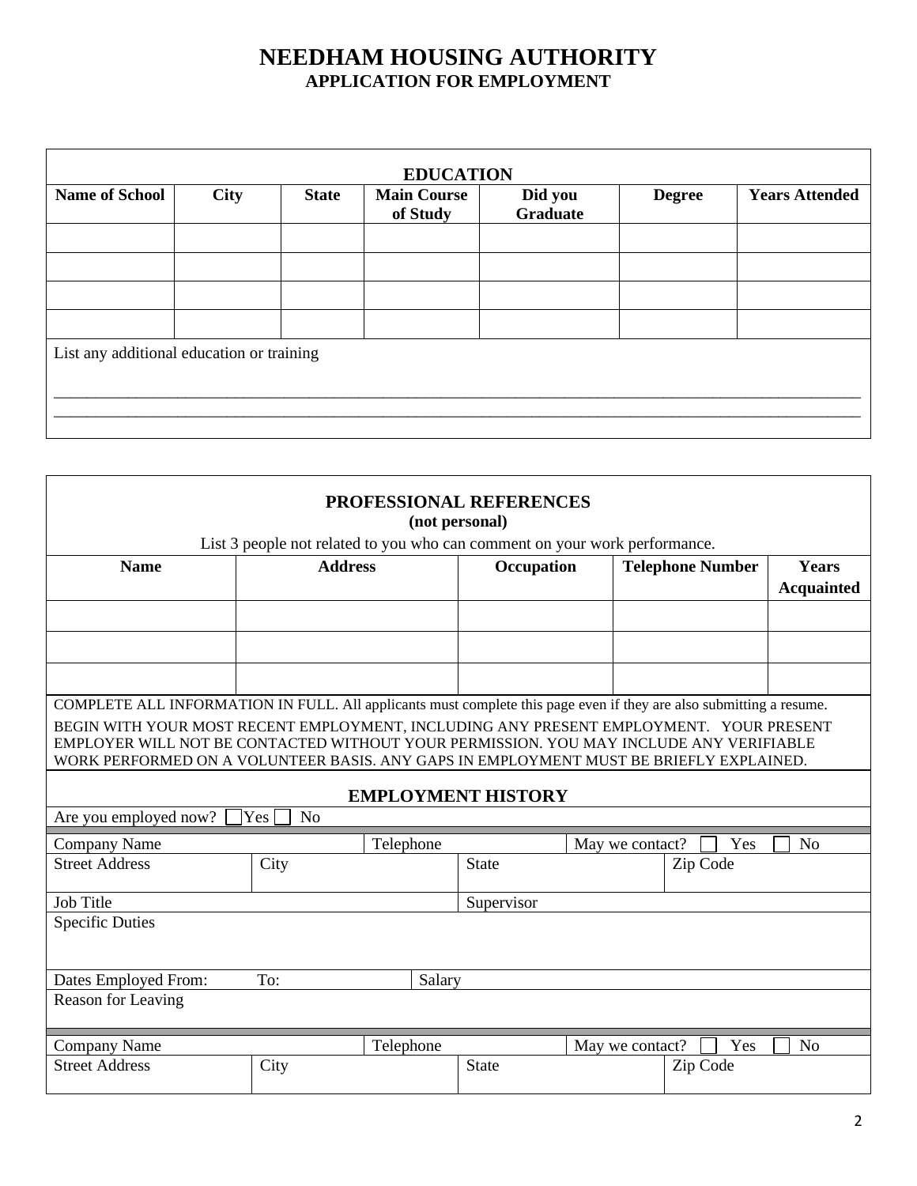# NEEDHAM HOUSING AUTHORITY

## APPLICATION FOR EMPLOYMENT

### EDUCATION

| Name of School | City | State | Main Course of Study | Did you Graduate | Degree | Years Attended |
|---|---|---|---|---|---|---|
| | | | | | | |
| | | | | | | |
| | | | | | | |
| | | | | | | |

List any additional education or training

\_\_\_\_\_\_\_\_\_\_\_\_\_\_\_\_\_\_\_\_\_\_\_\_\_\_\_\_\_\_\_\_\_\_\_\_\_\_\_\_\_\_\_\_\_\_\_\_\_\_\_\_\_\_\_\_\_\_\_\_\_\_\_\_\_\_\_\_\_\_\_\_\_\_\_\_\_\_

\_\_\_\_\_\_\_\_\_\_\_\_\_\_\_\_\_\_\_\_\_\_\_\_\_\_\_\_\_\_\_\_\_\_\_\_\_\_\_\_\_\_\_\_\_\_\_\_\_\_\_\_\_\_\_\_\_\_\_\_\_\_\_\_\_\_\_\_\_\_\_\_\_\_\_\_

### PROFESSIONAL REFERENCES

**(not personal)**

List 3 people not related to you who can comment on your work performance.

| Name | Address | Occupation | Telephone Number | Years Acquainted |
|---|---|---|---|---|
| | | | | |
| | | | | |
| | | | | |

COMPLETE ALL INFORMATION IN FULL. All applicants must complete this page even if they are also submitting a resume.

BEGIN WITH YOUR MOST RECENT EMPLOYMENT, INCLUDING ANY PRESENT EMPLOYMENT. YOUR PRESENT EMPLOYER WILL NOT BE CONTACTED WITHOUT YOUR PERMISSION. YOU MAY INCLUDE ANY VERIFIABLE WORK PERFORMED ON A VOLUNTEER BASIS. ANY GAPS IN EMPLOYMENT MUST BE BRIEFLY EXPLAINED.

### EMPLOYMENT HISTORY

Are you employed now? ☐ Yes ☐ No

| | | | |
|---|---|---|---|
| Company Name | Telephone | May we contact? ☐ Yes ☐ No | |
| Street Address | City | State | Zip Code |
| Job Title | | Supervisor | |
| Specific Duties | | | |
| Dates Employed From: | To: | Salary | |
| Reason for Leaving | | | |

| | | | |
|---|---|---|---|
| Company Name | Telephone | May we contact? ☐ Yes ☐ No | |
| Street Address | City | State | Zip Code |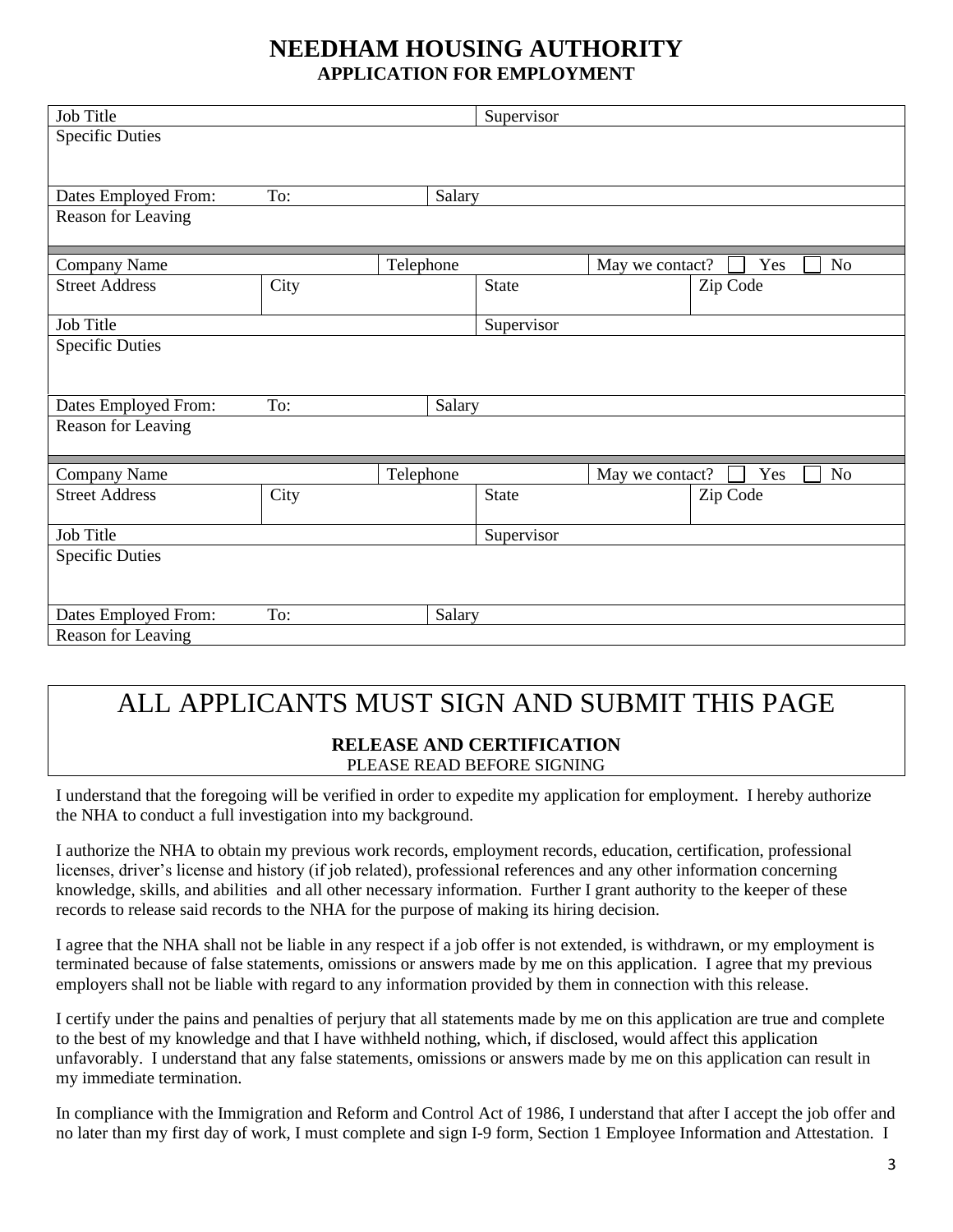# NEEDHAM HOUSING AUTHORITY

## APPLICATION FOR EMPLOYMENT

| | | | | | |
|---|---|---|---|---|---|
| Job Title | | | Supervisor | | |
| Specific Duties | | | | | |
| Dates Employed From: | To: | Salary | | | |
| Reason for Leaving | | | | | |

| | | | | | |
|---|---|---|---|---|---|
| Company Name | | Telephone | | May we contact? ☐ Yes ☐ No | |
| Street Address | City | | State | | Zip Code |
| Job Title | | | Supervisor | | |
| Specific Duties | | | | | |
| Dates Employed From: | To: | Salary | | | |
| Reason for Leaving | | | | | |

| | | | | | |
|---|---|---|---|---|---|
| Company Name | | Telephone | | May we contact? ☐ Yes ☐ No | |
| Street Address | City | | State | | Zip Code |
| Job Title | | | Supervisor | | |
| Specific Duties | | | | | |
| Dates Employed From: | To: | Salary | | | |
| Reason for Leaving | | | | | |

# ALL APPLICANTS MUST SIGN AND SUBMIT THIS PAGE

**RELEASE AND CERTIFICATION**

PLEASE READ BEFORE SIGNING

I understand that the foregoing will be verified in order to expedite my application for employment. I hereby authorize the NHA to conduct a full investigation into my background.

I authorize the NHA to obtain my previous work records, employment records, education, certification, professional licenses, driver's license and history (if job related), professional references and any other information concerning knowledge, skills, and abilities and all other necessary information. Further I grant authority to the keeper of these records to release said records to the NHA for the purpose of making its hiring decision.

I agree that the NHA shall not be liable in any respect if a job offer is not extended, is withdrawn, or my employment is terminated because of false statements, omissions or answers made by me on this application. I agree that my previous employers shall not be liable with regard to any information provided by them in connection with this release.

I certify under the pains and penalties of perjury that all statements made by me on this application are true and complete to the best of my knowledge and that I have withheld nothing, which, if disclosed, would affect this application unfavorably. I understand that any false statements, omissions or answers made by me on this application can result in my immediate termination.

In compliance with the Immigration and Reform and Control Act of 1986, I understand that after I accept the job offer and no later than my first day of work, I must complete and sign I-9 form, Section 1 Employee Information and Attestation. I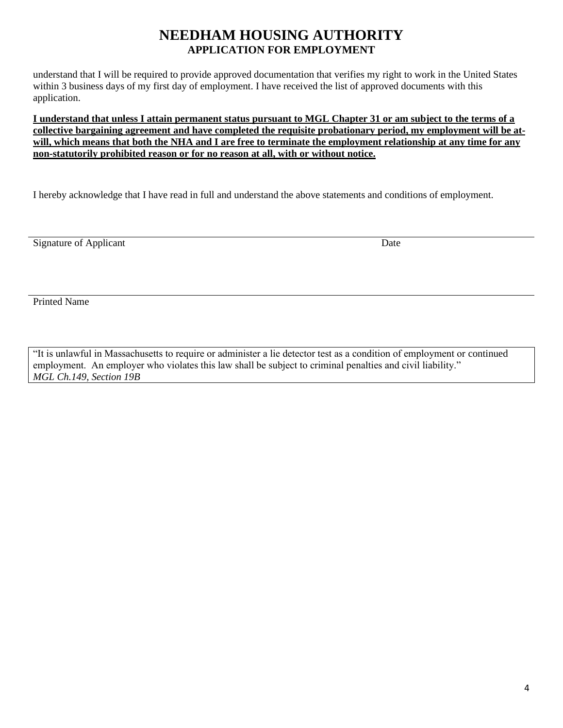# NEEDHAM HOUSING AUTHORITY

## APPLICATION FOR EMPLOYMENT

understand that I will be required to provide approved documentation that verifies my right to work in the United States within 3 business days of my first day of employment. I have received the list of approved documents with this application.

**I understand that unless I attain permanent status pursuant to MGL Chapter 31 or am subject to the terms of a collective bargaining agreement and have completed the requisite probationary period, my employment will be at-will, which means that both the NHA and I are free to terminate the employment relationship at any time for any non-statutorily prohibited reason or for no reason at all, with or without notice.**

I hereby acknowledge that I have read in full and understand the above statements and conditions of employment.

Signature of Applicant &nbsp;&nbsp;&nbsp;&nbsp;&nbsp;&nbsp;&nbsp;&nbsp;&nbsp;&nbsp;&nbsp;&nbsp;&nbsp;&nbsp;&nbsp;&nbsp;&nbsp;&nbsp;&nbsp;&nbsp;&nbsp;&nbsp;&nbsp;&nbsp; Date

Printed Name

"It is unlawful in Massachusetts to require or administer a lie detector test as a condition of employment or continued employment. An employer who violates this law shall be subject to criminal penalties and civil liability."
*MGL Ch.149, Section 19B*